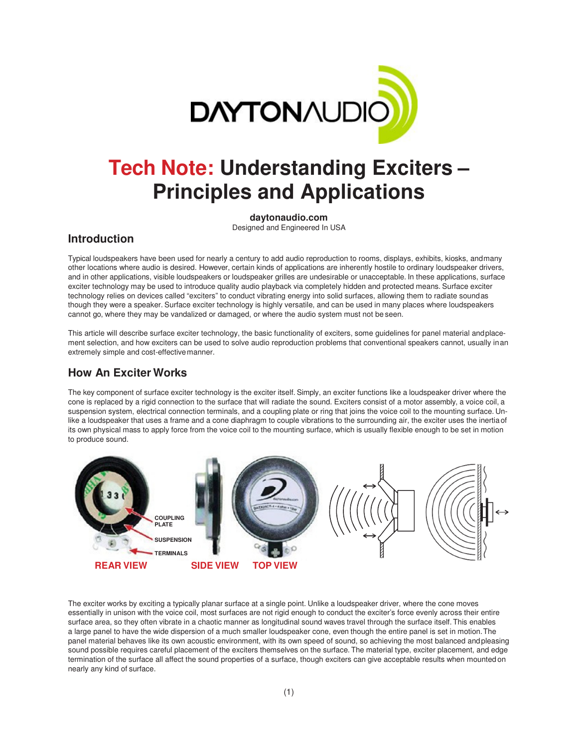# Tech Note: Understanding Exciters – Principles and Applications

**daytonaudio.com**
Designed and Engineered In USA

## Introduction

Typical loudspeakers have been used for nearly a century to add audio reproduction to rooms, displays, exhibits, kiosks, and many other locations where audio is desired. However, certain kinds of applications are inherently hostile to ordinary loudspeaker drivers, and in other applications, visible loudspeakers or loudspeaker grilles are undesirable or unacceptable. In these applications, surface exciter technology may be used to introduce quality audio playback via completely hidden and protected means. Surface exciter technology relies on devices called "exciters" to conduct vibrating energy into solid surfaces, allowing them to radiate sound as though they were a speaker. Surface exciter technology is highly versatile, and can be used in many places where loudspeakers cannot go, where they may be vandalized or damaged, or where the audio system must not be seen.

This article will describe surface exciter technology, the basic functionality of exciters, some guidelines for panel material and placement selection, and how exciters can be used to solve audio reproduction problems that conventional speakers cannot, usually in an extremely simple and cost-effective manner.

## How An Exciter Works

The key component of surface exciter technology is the exciter itself. Simply, an exciter functions like a loudspeaker driver where the cone is replaced by a rigid connection to the surface that will radiate the sound. Exciters consist of a motor assembly, a voice coil, a suspension system, electrical connection terminals, and a coupling plate or ring that joins the voice coil to the mounting surface. Unlike a loudspeaker that uses a frame and a cone diaphragm to couple vibrations to the surrounding air, the exciter uses the inertia of its own physical mass to apply force from the voice coil to the mounting surface, which is usually flexible enough to be set in motion to produce sound.

COUPLING PLATE
SUSPENSION
TERMINALS

REAR VIEW SIDE VIEW TOP VIEW

The exciter works by exciting a typically planar surface at a single point. Unlike a loudspeaker driver, where the cone moves essentially in unison with the voice coil, most surfaces are not rigid enough to conduct the exciter's force evenly across their entire surface area, so they often vibrate in a chaotic manner as longitudinal sound waves travel through the surface itself. This enables a large panel to have the wide dispersion of a much smaller loudspeaker cone, even though the entire panel is set in motion. The panel material behaves like its own acoustic environment, with its own speed of sound, so achieving the most balanced and pleasing sound possible requires careful placement of the exciters themselves on the surface. The material type, exciter placement, and edge termination of the surface all affect the sound properties of a surface, though exciters can give acceptable results when mounted on nearly any kind of surface.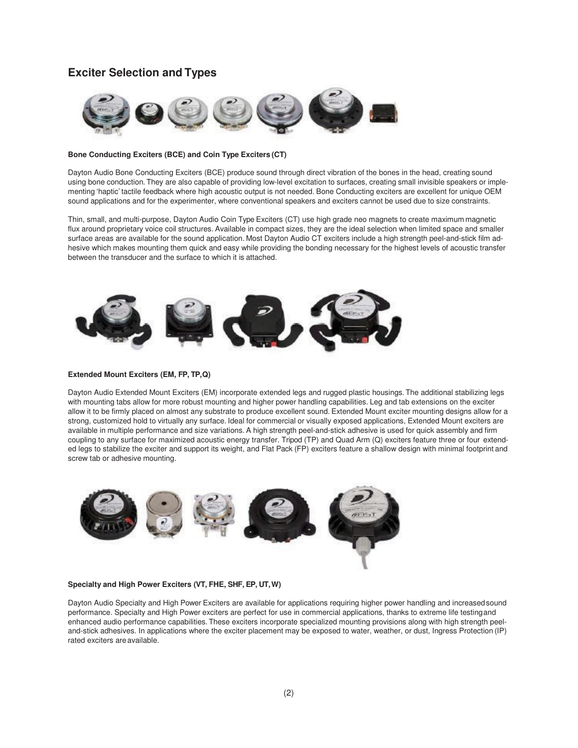## Exciter Selection and Types

**Bone Conducting Exciters (BCE) and Coin Type Exciters (CT)**

Dayton Audio Bone Conducting Exciters (BCE) produce sound through direct vibration of the bones in the head, creating sound using bone conduction. They are also capable of providing low-level excitation to surfaces, creating small invisible speakers or implementing 'haptic' tactile feedback where high acoustic output is not needed. Bone Conducting exciters are excellent for unique OEM sound applications and for the experimenter, where conventional speakers and exciters cannot be used due to size constraints.

Thin, small, and multi-purpose, Dayton Audio Coin Type Exciters (CT) use high grade neo magnets to create maximum magnetic flux around proprietary voice coil structures. Available in compact sizes, they are the ideal selection when limited space and smaller surface areas are available for the sound application. Most Dayton Audio CT exciters include a high strength peel-and-stick film adhesive which makes mounting them quick and easy while providing the bonding necessary for the highest levels of acoustic transfer between the transducer and the surface to which it is attached.

**Extended Mount Exciters (EM, FP, TP, Q)**

Dayton Audio Extended Mount Exciters (EM) incorporate extended legs and rugged plastic housings. The additional stabilizing legs with mounting tabs allow for more robust mounting and higher power handling capabilities. Leg and tab extensions on the exciter allow it to be firmly placed on almost any substrate to produce excellent sound. Extended Mount exciter mounting designs allow for a strong, customized hold to virtually any surface. Ideal for commercial or visually exposed applications, Extended Mount exciters are available in multiple performance and size variations. A high strength peel-and-stick adhesive is used for quick assembly and firm coupling to any surface for maximized acoustic energy transfer. Tripod (TP) and Quad Arm (Q) exciters feature three or four extended legs to stabilize the exciter and support its weight, and Flat Pack (FP) exciters feature a shallow design with minimal footprint and screw tab or adhesive mounting.

**Specialty and High Power Exciters (VT, FHE, SHF, EP, UT, W)**

Dayton Audio Specialty and High Power Exciters are available for applications requiring higher power handling and increased sound performance. Specialty and High Power exciters are perfect for use in commercial applications, thanks to extreme life testing and enhanced audio performance capabilities. These exciters incorporate specialized mounting provisions along with high strength peel-and-stick adhesives. In applications where the exciter placement may be exposed to water, weather, or dust, Ingress Protection (IP) rated exciters are available.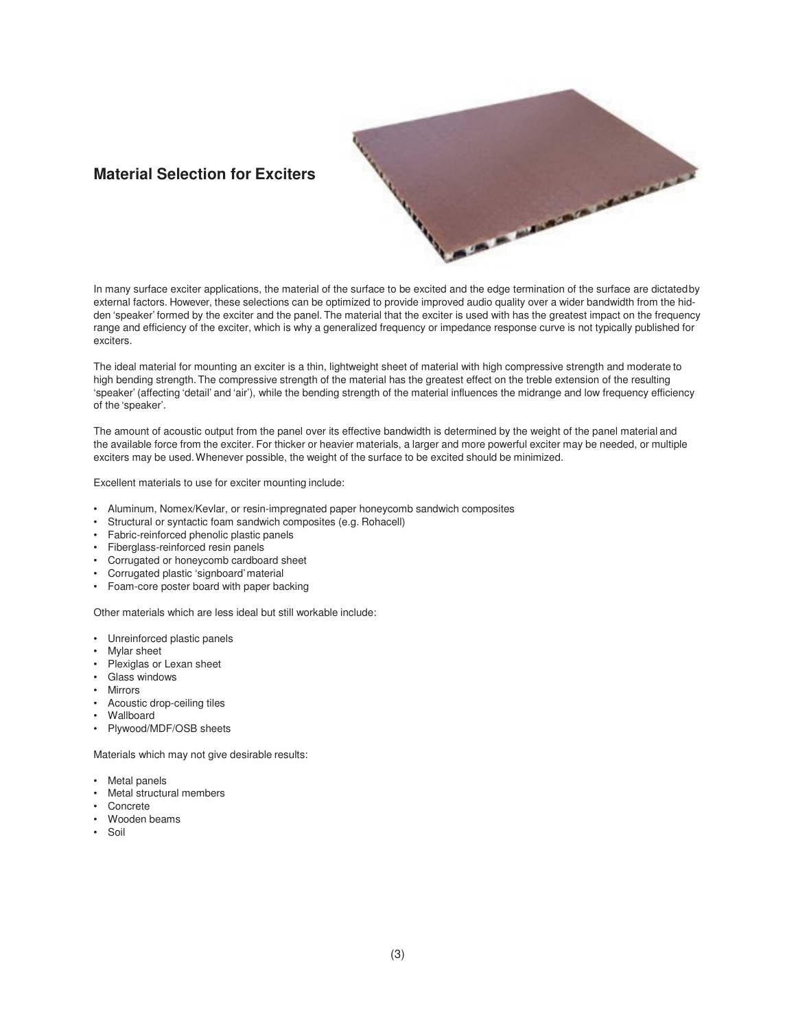## Material Selection for Exciters

In many surface exciter applications, the material of the surface to be excited and the edge termination of the surface are dictated by external factors. However, these selections can be optimized to provide improved audio quality over a wider bandwidth from the hidden 'speaker' formed by the exciter and the panel. The material that the exciter is used with has the greatest impact on the frequency range and efficiency of the exciter, which is why a generalized frequency or impedance response curve is not typically published for exciters.

The ideal material for mounting an exciter is a thin, lightweight sheet of material with high compressive strength and moderate to high bending strength. The compressive strength of the material has the greatest effect on the treble extension of the resulting 'speaker' (affecting 'detail' and 'air'), while the bending strength of the material influences the midrange and low frequency efficiency of the 'speaker'.

The amount of acoustic output from the panel over its effective bandwidth is determined by the weight of the panel material and the available force from the exciter. For thicker or heavier materials, a larger and more powerful exciter may be needed, or multiple exciters may be used. Whenever possible, the weight of the surface to be excited should be minimized.

Excellent materials to use for exciter mounting include:

- Aluminum, Nomex/Kevlar, or resin-impregnated paper honeycomb sandwich composites
- Structural or syntactic foam sandwich composites (e.g. Rohacell)
- Fabric-reinforced phenolic plastic panels
- Fiberglass-reinforced resin panels
- Corrugated or honeycomb cardboard sheet
- Corrugated plastic 'signboard' material
- Foam-core poster board with paper backing

Other materials which are less ideal but still workable include:

- Unreinforced plastic panels
- Mylar sheet
- Plexiglas or Lexan sheet
- Glass windows
- Mirrors
- Acoustic drop-ceiling tiles
- Wallboard
- Plywood/MDF/OSB sheets

Materials which may not give desirable results:

- Metal panels
- Metal structural members
- Concrete
- Wooden beams
- Soil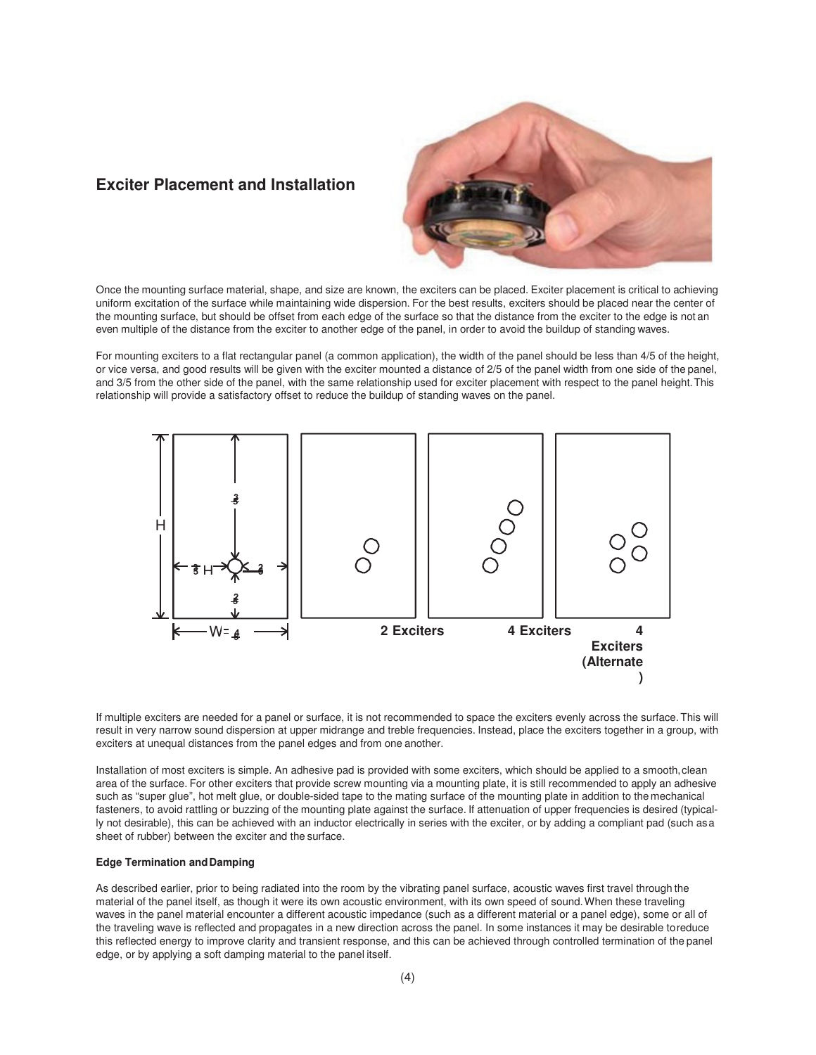## Exciter Placement and Installation

Once the mounting surface material, shape, and size are known, the exciters can be placed. Exciter placement is critical to achieving uniform excitation of the surface while maintaining wide dispersion. For the best results, exciters should be placed near the center of the mounting surface, but should be offset from each edge of the surface so that the distance from the exciter to the edge is not an even multiple of the distance from the exciter to another edge of the panel, in order to avoid the buildup of standing waves.

For mounting exciters to a flat rectangular panel (a common application), the width of the panel should be less than 4/5 of the height, or vice versa, and good results will be given with the exciter mounted a distance of 2/5 of the panel width from one side of the panel, and 3/5 from the other side of the panel, with the same relationship used for exciter placement with respect to the panel height. This relationship will provide a satisfactory offset to reduce the buildup of standing waves on the panel.

H | 3/5 | 2/5 | 3/5 H | 2/5 | W = 4/5

2 Exciters | 4 Exciters | 4 Exciters (Alternate)

If multiple exciters are needed for a panel or surface, it is not recommended to space the exciters evenly across the surface. This will result in very narrow sound dispersion at upper midrange and treble frequencies. Instead, place the exciters together in a group, with exciters at unequal distances from the panel edges and from one another.

Installation of most exciters is simple. An adhesive pad is provided with some exciters, which should be applied to a smooth, clean area of the surface. For other exciters that provide screw mounting via a mounting plate, it is still recommended to apply an adhesive such as "super glue", hot melt glue, or double-sided tape to the mating surface of the mounting plate in addition to the mechanical fasteners, to avoid rattling or buzzing of the mounting plate against the surface. If attenuation of upper frequencies is desired (typically not desirable), this can be achieved with an inductor electrically in series with the exciter, or by adding a compliant pad (such as a sheet of rubber) between the exciter and the surface.

#### Edge Termination and Damping

As described earlier, prior to being radiated into the room by the vibrating panel surface, acoustic waves first travel through the material of the panel itself, as though it were its own acoustic environment, with its own speed of sound. When these traveling waves in the panel material encounter a different acoustic impedance (such as a different material or a panel edge), some or all of the traveling wave is reflected and propagates in a new direction across the panel. In some instances it may be desirable to reduce this reflected energy to improve clarity and transient response, and this can be achieved through controlled termination of the panel edge, or by applying a soft damping material to the panel itself.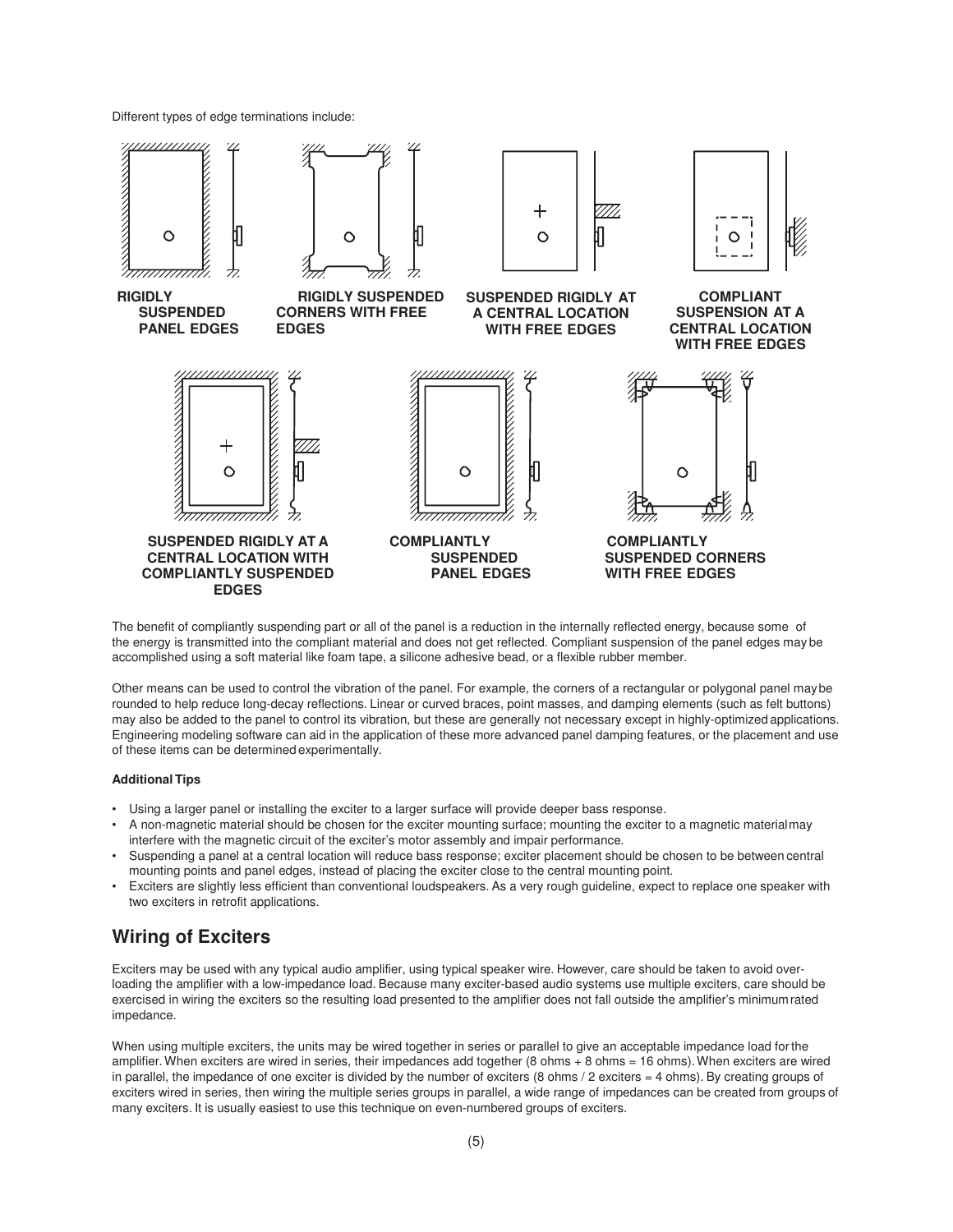Different types of edge terminations include:

RIGIDLY SUSPENDED PANEL EDGES

RIGIDLY SUSPENDED CORNERS WITH FREE EDGES

SUSPENDED RIGIDLY AT A CENTRAL LOCATION WITH FREE EDGES

COMPLIANT SUSPENSION AT A CENTRAL LOCATION WITH FREE EDGES

SUSPENDED RIGIDLY AT A CENTRAL LOCATION WITH COMPLIANTLY SUSPENDED EDGES

COMPLIANTLY SUSPENDED PANEL EDGES

COMPLIANTLY SUSPENDED CORNERS WITH FREE EDGES

The benefit of compliantly suspending part or all of the panel is a reduction in the internally reflected energy, because some of the energy is transmitted into the compliant material and does not get reflected. Compliant suspension of the panel edges may be accomplished using a soft material like foam tape, a silicone adhesive bead, or a flexible rubber member.

Other means can be used to control the vibration of the panel. For example, the corners of a rectangular or polygonal panel may be rounded to help reduce long-decay reflections. Linear or curved braces, point masses, and damping elements (such as felt buttons) may also be added to the panel to control its vibration, but these are generally not necessary except in highly-optimized applications. Engineering modeling software can aid in the application of these more advanced panel damping features, or the placement and use of these items can be determined experimentally.

**Additional Tips**

- Using a larger panel or installing the exciter to a larger surface will provide deeper bass response.
- A non-magnetic material should be chosen for the exciter mounting surface; mounting the exciter to a magnetic material may interfere with the magnetic circuit of the exciter's motor assembly and impair performance.
- Suspending a panel at a central location will reduce bass response; exciter placement should be chosen to be between central mounting points and panel edges, instead of placing the exciter close to the central mounting point.
- Exciters are slightly less efficient than conventional loudspeakers. As a very rough guideline, expect to replace one speaker with two exciters in retrofit applications.

## Wiring of Exciters

Exciters may be used with any typical audio amplifier, using typical speaker wire. However, care should be taken to avoid overloading the amplifier with a low-impedance load. Because many exciter-based audio systems use multiple exciters, care should be exercised in wiring the exciters so the resulting load presented to the amplifier does not fall outside the amplifier's minimum rated impedance.

When using multiple exciters, the units may be wired together in series or parallel to give an acceptable impedance load for the amplifier. When exciters are wired in series, their impedances add together (8 ohms + 8 ohms = 16 ohms). When exciters are wired in parallel, the impedance of one exciter is divided by the number of exciters (8 ohms / 2 exciters = 4 ohms). By creating groups of exciters wired in series, then wiring the multiple series groups in parallel, a wide range of impedances can be created from groups of many exciters. It is usually easiest to use this technique on even-numbered groups of exciters.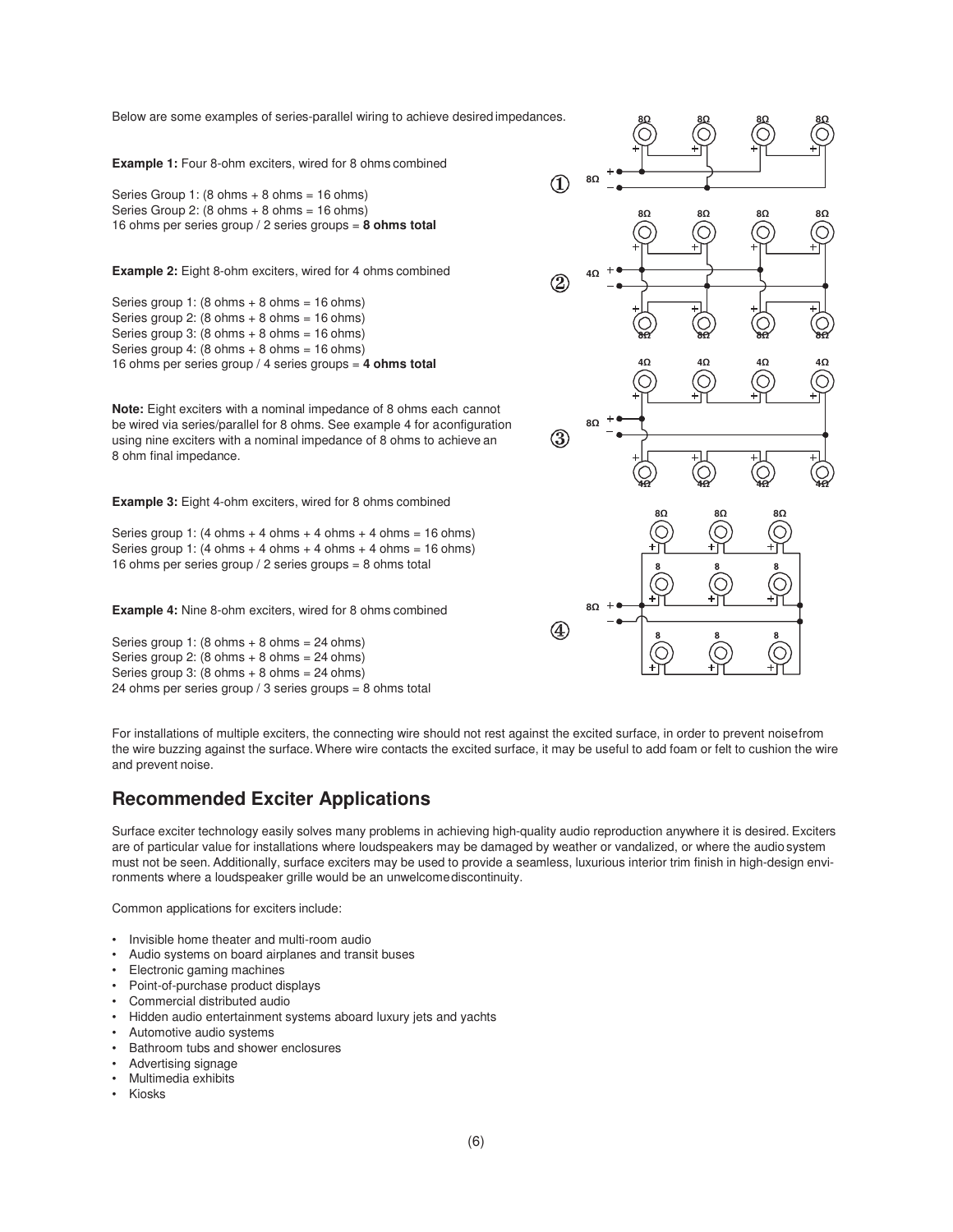Below are some examples of series-parallel wiring to achieve desired impedances.

**Example 1:** Four 8-ohm exciters, wired for 8 ohms combined

Series Group 1: (8 ohms + 8 ohms = 16 ohms)
Series Group 2: (8 ohms + 8 ohms = 16 ohms)
16 ohms per series group / 2 series groups = **8 ohms total**

**Example 2:** Eight 8-ohm exciters, wired for 4 ohms combined

Series group 1: (8 ohms + 8 ohms = 16 ohms)
Series group 2: (8 ohms + 8 ohms = 16 ohms)
Series group 3: (8 ohms + 8 ohms = 16 ohms)
Series group 4: (8 ohms + 8 ohms = 16 ohms)
16 ohms per series group / 4 series groups = **4 ohms total**

**Note:** Eight exciters with a nominal impedance of 8 ohms each cannot be wired via series/parallel for 8 ohms. See example 4 for a configuration using nine exciters with a nominal impedance of 8 ohms to achieve an 8 ohm final impedance.

**Example 3:** Eight 4-ohm exciters, wired for 8 ohms combined

Series group 1: (4 ohms + 4 ohms + 4 ohms + 4 ohms = 16 ohms)
Series group 1: (4 ohms + 4 ohms + 4 ohms + 4 ohms = 16 ohms)
16 ohms per series group / 2 series groups = 8 ohms total

**Example 4:** Nine 8-ohm exciters, wired for 8 ohms combined

Series group 1: (8 ohms + 8 ohms = 24 ohms)
Series group 2: (8 ohms + 8 ohms = 24 ohms)
Series group 3: (8 ohms + 8 ohms = 24 ohms)
24 ohms per series group / 3 series groups = 8 ohms total

For installations of multiple exciters, the connecting wire should not rest against the excited surface, in order to prevent noise from the wire buzzing against the surface. Where wire contacts the excited surface, it may be useful to add foam or felt to cushion the wire and prevent noise.

## Recommended Exciter Applications

Surface exciter technology easily solves many problems in achieving high-quality audio reproduction anywhere it is desired. Exciters are of particular value for installations where loudspeakers may be damaged by weather or vandalized, or where the audio system must not be seen. Additionally, surface exciters may be used to provide a seamless, luxurious interior trim finish in high-design environments where a loudspeaker grille would be an unwelcome discontinuity.

Common applications for exciters include:

- Invisible home theater and multi-room audio
- Audio systems on board airplanes and transit buses
- Electronic gaming machines
- Point-of-purchase product displays
- Commercial distributed audio
- Hidden audio entertainment systems aboard luxury jets and yachts
- Automotive audio systems
- Bathroom tubs and shower enclosures
- Advertising signage
- Multimedia exhibits
- Kiosks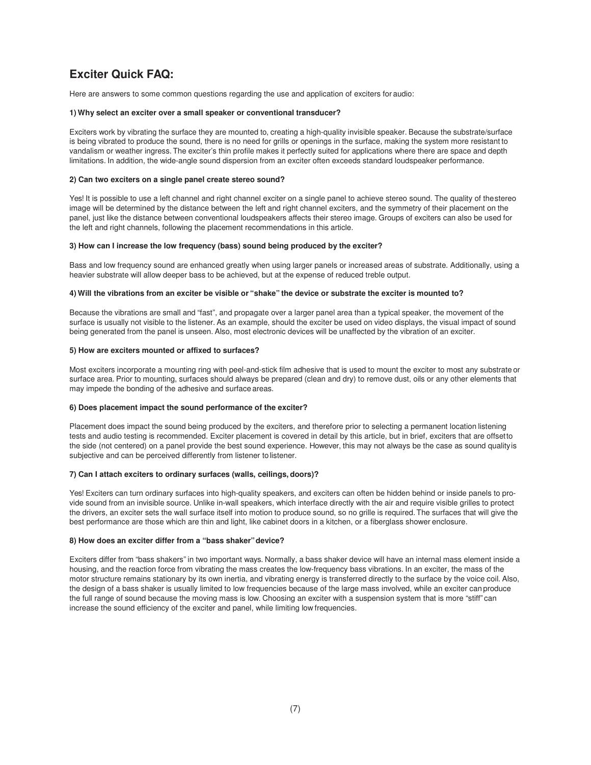## Exciter Quick FAQ:

Here are answers to some common questions regarding the use and application of exciters for audio:

**1) Why select an exciter over a small speaker or conventional transducer?**

Exciters work by vibrating the surface they are mounted to, creating a high-quality invisible speaker. Because the substrate/surface is being vibrated to produce the sound, there is no need for grills or openings in the surface, making the system more resistant to vandalism or weather ingress. The exciter's thin profile makes it perfectly suited for applications where there are space and depth limitations. In addition, the wide-angle sound dispersion from an exciter often exceeds standard loudspeaker performance.

**2) Can two exciters on a single panel create stereo sound?**

Yes! It is possible to use a left channel and right channel exciter on a single panel to achieve stereo sound. The quality of the stereo image will be determined by the distance between the left and right channel exciters, and the symmetry of their placement on the panel, just like the distance between conventional loudspeakers affects their stereo image. Groups of exciters can also be used for the left and right channels, following the placement recommendations in this article.

**3) How can I increase the low frequency (bass) sound being produced by the exciter?**

Bass and low frequency sound are enhanced greatly when using larger panels or increased areas of substrate. Additionally, using a heavier substrate will allow deeper bass to be achieved, but at the expense of reduced treble output.

**4) Will the vibrations from an exciter be visible or "shake" the device or substrate the exciter is mounted to?**

Because the vibrations are small and "fast", and propagate over a larger panel area than a typical speaker, the movement of the surface is usually not visible to the listener. As an example, should the exciter be used on video displays, the visual impact of sound being generated from the panel is unseen. Also, most electronic devices will be unaffected by the vibration of an exciter.

**5) How are exciters mounted or affixed to surfaces?**

Most exciters incorporate a mounting ring with peel-and-stick film adhesive that is used to mount the exciter to most any substrate or surface area. Prior to mounting, surfaces should always be prepared (clean and dry) to remove dust, oils or any other elements that may impede the bonding of the adhesive and surface areas.

**6) Does placement impact the sound performance of the exciter?**

Placement does impact the sound being produced by the exciters, and therefore prior to selecting a permanent location listening tests and audio testing is recommended. Exciter placement is covered in detail by this article, but in brief, exciters that are offset to the side (not centered) on a panel provide the best sound experience. However, this may not always be the case as sound quality is subjective and can be perceived differently from listener to listener.

**7) Can I attach exciters to ordinary surfaces (walls, ceilings, doors)?**

Yes! Exciters can turn ordinary surfaces into high-quality speakers, and exciters can often be hidden behind or inside panels to provide sound from an invisible source. Unlike in-wall speakers, which interface directly with the air and require visible grilles to protect the drivers, an exciter sets the wall surface itself into motion to produce sound, so no grille is required. The surfaces that will give the best performance are those which are thin and light, like cabinet doors in a kitchen, or a fiberglass shower enclosure.

**8) How does an exciter differ from a "bass shaker" device?**

Exciters differ from "bass shakers" in two important ways. Normally, a bass shaker device will have an internal mass element inside a housing, and the reaction force from vibrating the mass creates the low-frequency bass vibrations. In an exciter, the mass of the motor structure remains stationary by its own inertia, and vibrating energy is transferred directly to the surface by the voice coil. Also, the design of a bass shaker is usually limited to low frequencies because of the large mass involved, while an exciter can produce the full range of sound because the moving mass is low. Choosing an exciter with a suspension system that is more "stiff" can increase the sound efficiency of the exciter and panel, while limiting low frequencies.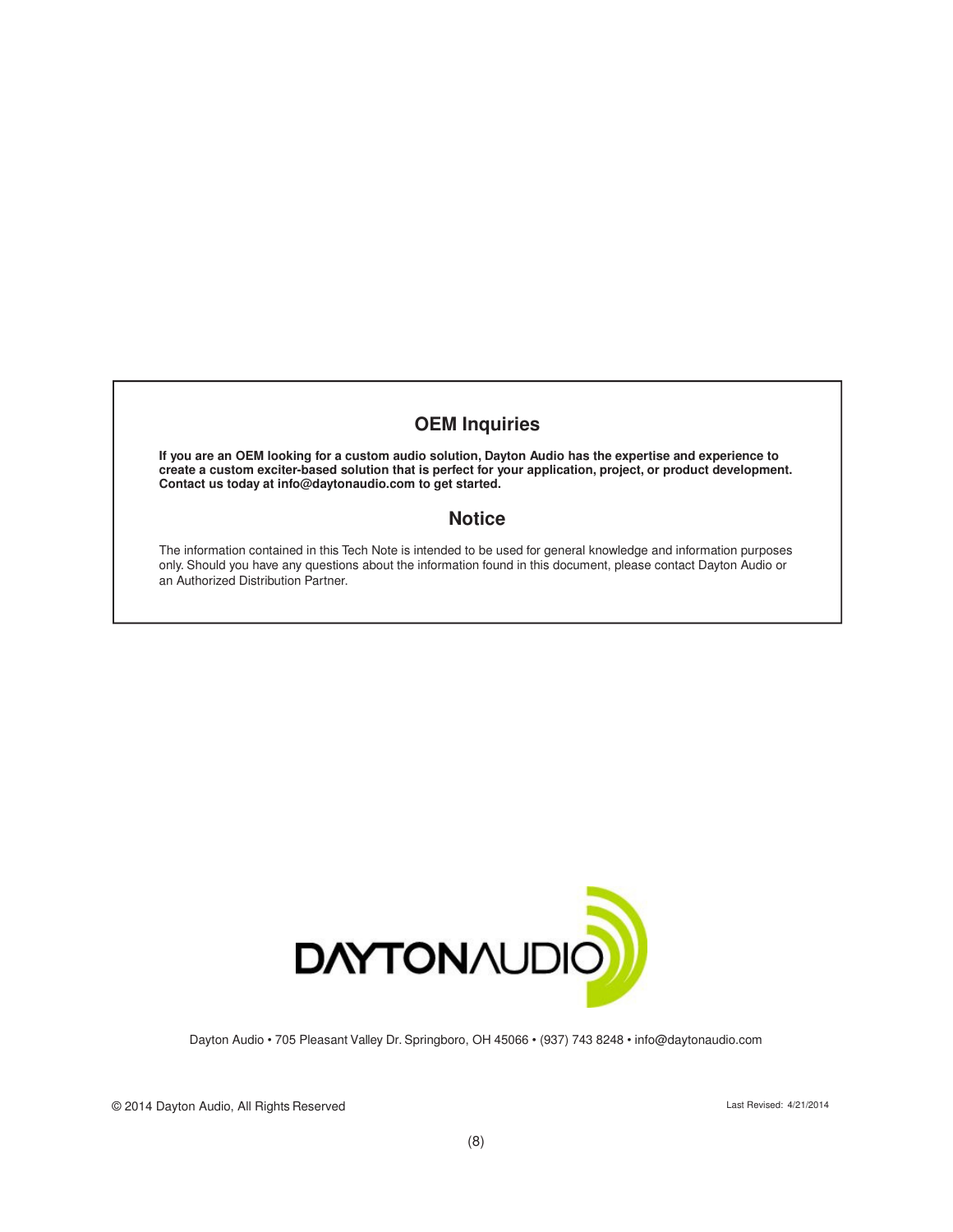## OEM Inquiries

**If you are an OEM looking for a custom audio solution, Dayton Audio has the expertise and experience to create a custom exciter-based solution that is perfect for your application, project, or product development. Contact us today at info@daytonaudio.com to get started.**

## Notice

The information contained in this Tech Note is intended to be used for general knowledge and information purposes only. Should you have any questions about the information found in this document, please contact Dayton Audio or an Authorized Distribution Partner.

Dayton Audio • 705 Pleasant Valley Dr. Springboro, OH 45066 • (937) 743 8248 • info@daytonaudio.com

© 2014 Dayton Audio, All Rights Reserved

Last Revised: 4/21/2014